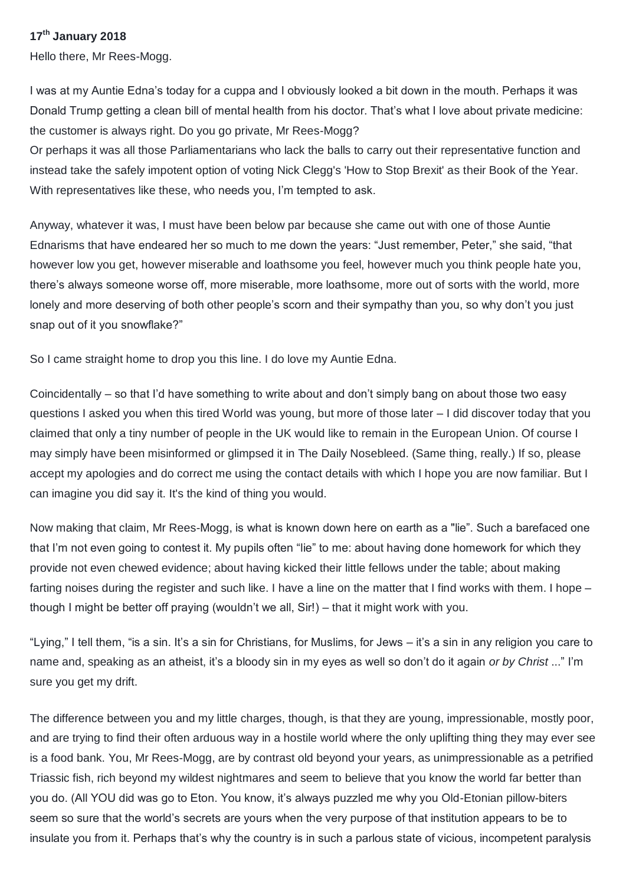**17th January 2018**

Hello there, Mr Rees-Mogg.

I was at my Auntie Edna's today for a cuppa and I obviously looked a bit down in the mouth. Perhaps it was Donald Trump getting a clean bill of mental health from his doctor. That's what I love about private medicine: the customer is always right. Do you go private, Mr Rees-Mogg?
Or perhaps it was all those Parliamentarians who lack the balls to carry out their representative function and instead take the safely impotent option of voting Nick Clegg's 'How to Stop Brexit' as their Book of the Year. With representatives like these, who needs you, I'm tempted to ask.

Anyway, whatever it was, I must have been below par because she came out with one of those Auntie Ednarisms that have endeared her so much to me down the years: "Just remember, Peter," she said, "that however low you get, however miserable and loathsome you feel, however much you think people hate you, there's always someone worse off, more miserable, more loathsome, more out of sorts with the world, more lonely and more deserving of both other people's scorn and their sympathy than you, so why don't you just snap out of it you snowflake?"

So I came straight home to drop you this line. I do love my Auntie Edna.

Coincidentally – so that I'd have something to write about and don't simply bang on about those two easy questions I asked you when this tired World was young, but more of those later – I did discover today that you claimed that only a tiny number of people in the UK would like to remain in the European Union. Of course I may simply have been misinformed or glimpsed it in The Daily Nosebleed. (Same thing, really.) If so, please accept my apologies and do correct me using the contact details with which I hope you are now familiar. But I can imagine you did say it. It's the kind of thing you would.

Now making that claim, Mr Rees-Mogg, is what is known down here on earth as a "lie". Such a barefaced one that I'm not even going to contest it. My pupils often "lie" to me: about having done homework for which they provide not even chewed evidence; about having kicked their little fellows under the table; about making farting noises during the register and such like. I have a line on the matter that I find works with them. I hope – though I might be better off praying (wouldn't we all, Sir!) – that it might work with you.

"Lying," I tell them, "is a sin. It's a sin for Christians, for Muslims, for Jews – it's a sin in any religion you care to name and, speaking as an atheist, it's a bloody sin in my eyes as well so don't do it again *or by Christ* ..." I'm sure you get my drift.

The difference between you and my little charges, though, is that they are young, impressionable, mostly poor, and are trying to find their often arduous way in a hostile world where the only uplifting thing they may ever see is a food bank. You, Mr Rees-Mogg, are by contrast old beyond your years, as unimpressionable as a petrified Triassic fish, rich beyond my wildest nightmares and seem to believe that you know the world far better than you do. (All YOU did was go to Eton. You know, it's always puzzled me why you Old-Etonian pillow-biters seem so sure that the world's secrets are yours when the very purpose of that institution appears to be to insulate you from it. Perhaps that's why the country is in such a parlous state of vicious, incompetent paralysis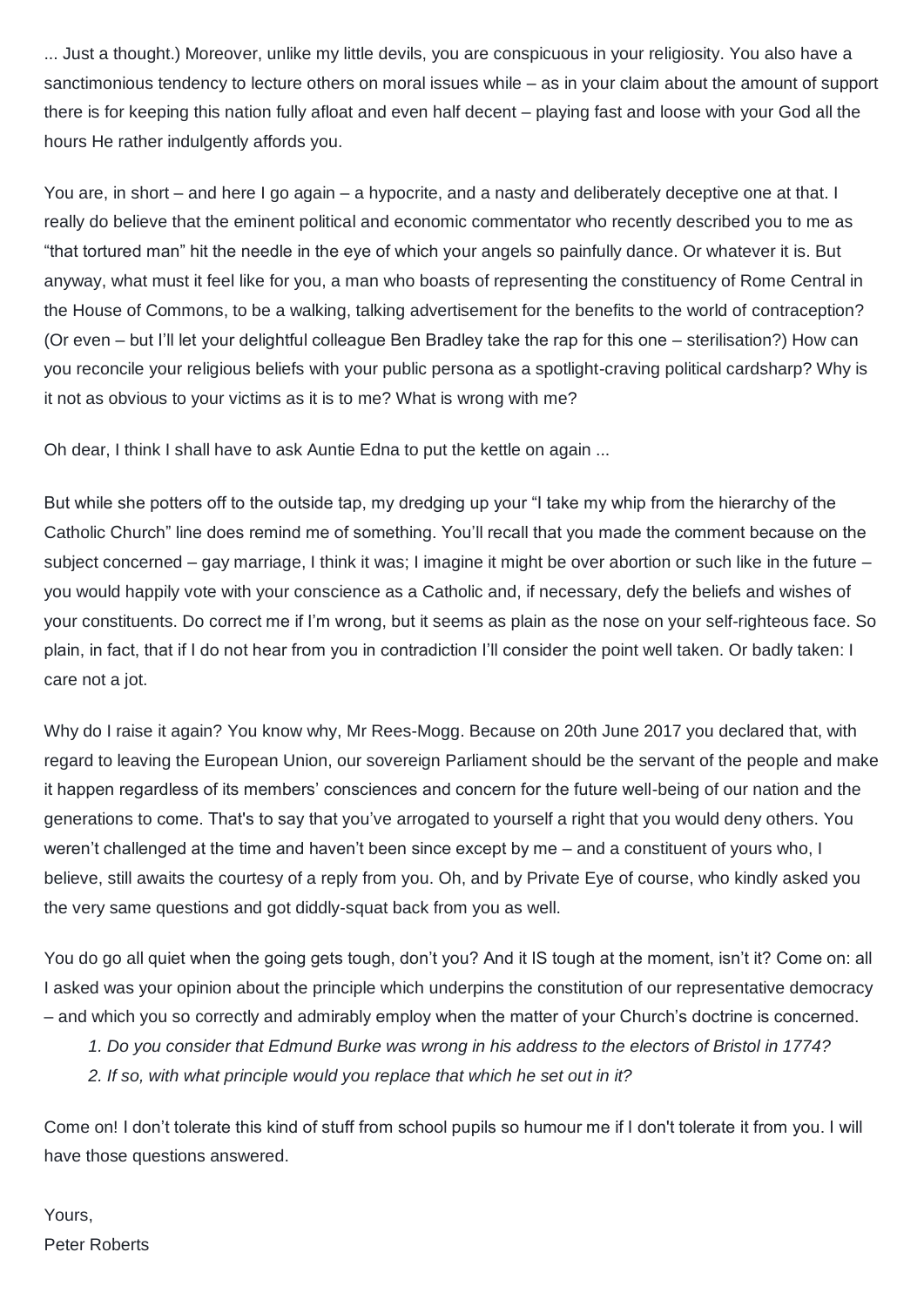... Just a thought.) Moreover, unlike my little devils, you are conspicuous in your religiosity. You also have a sanctimonious tendency to lecture others on moral issues while – as in your claim about the amount of support there is for keeping this nation fully afloat and even half decent – playing fast and loose with your God all the hours He rather indulgently affords you.

You are, in short – and here I go again – a hypocrite, and a nasty and deliberately deceptive one at that. I really do believe that the eminent political and economic commentator who recently described you to me as "that tortured man" hit the needle in the eye of which your angels so painfully dance. Or whatever it is. But anyway, what must it feel like for you, a man who boasts of representing the constituency of Rome Central in the House of Commons, to be a walking, talking advertisement for the benefits to the world of contraception? (Or even – but I'll let your delightful colleague Ben Bradley take the rap for this one – sterilisation?) How can you reconcile your religious beliefs with your public persona as a spotlight-craving political cardsharp? Why is it not as obvious to your victims as it is to me? What is wrong with me?

Oh dear, I think I shall have to ask Auntie Edna to put the kettle on again ...

But while she potters off to the outside tap, my dredging up your "I take my whip from the hierarchy of the Catholic Church" line does remind me of something. You'll recall that you made the comment because on the subject concerned – gay marriage, I think it was; I imagine it might be over abortion or such like in the future – you would happily vote with your conscience as a Catholic and, if necessary, defy the beliefs and wishes of your constituents. Do correct me if I'm wrong, but it seems as plain as the nose on your self-righteous face. So plain, in fact, that if I do not hear from you in contradiction I'll consider the point well taken. Or badly taken: I care not a jot.

Why do I raise it again? You know why, Mr Rees-Mogg. Because on 20th June 2017 you declared that, with regard to leaving the European Union, our sovereign Parliament should be the servant of the people and make it happen regardless of its members' consciences and concern for the future well-being of our nation and the generations to come. That's to say that you've arrogated to yourself a right that you would deny others. You weren't challenged at the time and haven't been since except by me – and a constituent of yours who, I believe, still awaits the courtesy of a reply from you. Oh, and by Private Eye of course, who kindly asked you the very same questions and got diddly-squat back from you as well.

You do go all quiet when the going gets tough, don't you? And it IS tough at the moment, isn't it? Come on: all I asked was your opinion about the principle which underpins the constitution of our representative democracy – and which you so correctly and admirably employ when the matter of your Church's doctrine is concerned.

1. *Do you consider that Edmund Burke was wrong in his address to the electors of Bristol in 1774?*
2. *If so, with what principle would you replace that which he set out in it?*

Come on! I don't tolerate this kind of stuff from school pupils so humour me if I don't tolerate it from you. I will have those questions answered.

Yours,
Peter Roberts